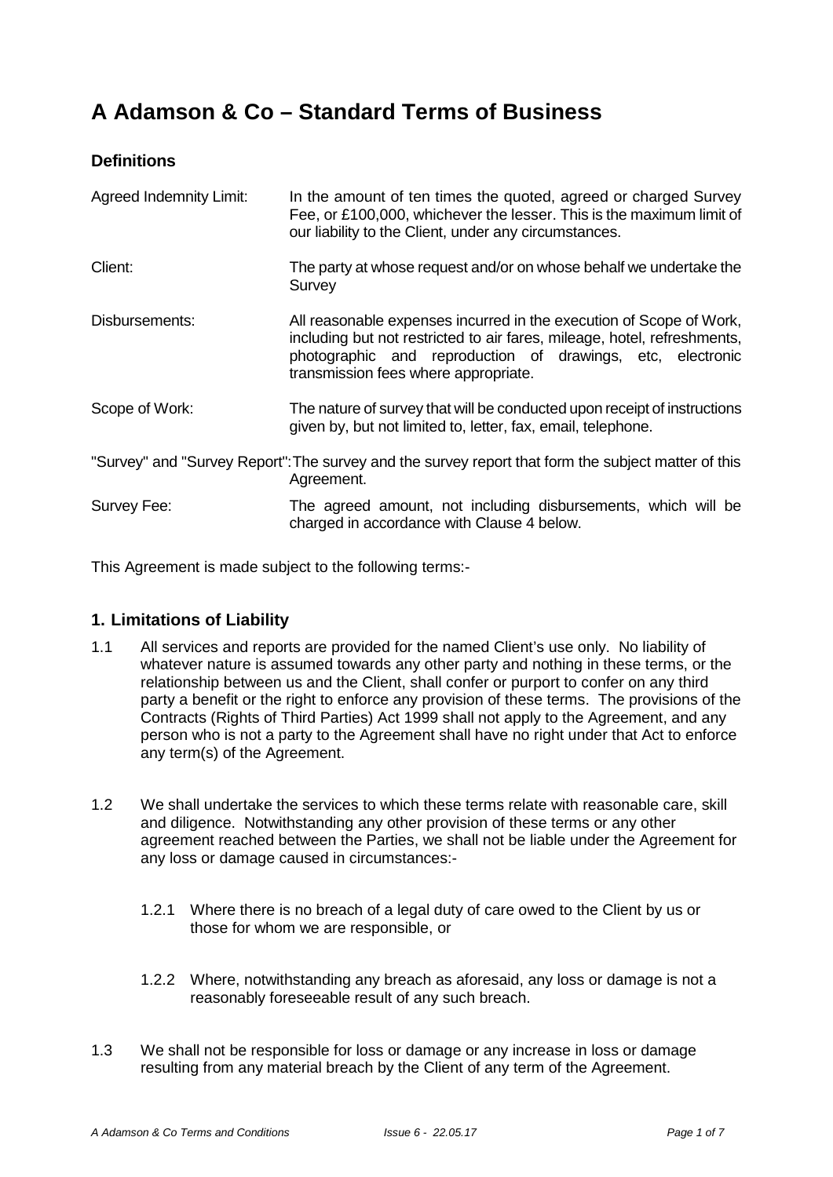# A Adamson & Co – Standard Terms of Business

## Definitions

| | |
|---|---|
| Agreed Indemnity Limit: | In the amount of ten times the quoted, agreed or charged Survey Fee, or £100,000, whichever the lesser. This is the maximum limit of our liability to the Client, under any circumstances. |
| Client: | The party at whose request and/or on whose behalf we undertake the Survey |
| Disbursements: | All reasonable expenses incurred in the execution of Scope of Work, including but not restricted to air fares, mileage, hotel, refreshments, photographic and reproduction of drawings, etc, electronic transmission fees where appropriate. |
| Scope of Work: | The nature of survey that will be conducted upon receipt of instructions given by, but not limited to, letter, fax, email, telephone. |
| "Survey" and "Survey Report": | The survey and the survey report that form the subject matter of this Agreement. |
| Survey Fee: | The agreed amount, not including disbursements, which will be charged in accordance with Clause 4 below. |

This Agreement is made subject to the following terms:-

## 1. Limitations of Liability

1.1 All services and reports are provided for the named Client's use only. No liability of whatever nature is assumed towards any other party and nothing in these terms, or the relationship between us and the Client, shall confer or purport to confer on any third party a benefit or the right to enforce any provision of these terms. The provisions of the Contracts (Rights of Third Parties) Act 1999 shall not apply to the Agreement, and any person who is not a party to the Agreement shall have no right under that Act to enforce any term(s) of the Agreement.

1.2 We shall undertake the services to which these terms relate with reasonable care, skill and diligence. Notwithstanding any other provision of these terms or any other agreement reached between the Parties, we shall not be liable under the Agreement for any loss or damage caused in circumstances:-

1.2.1 Where there is no breach of a legal duty of care owed to the Client by us or those for whom we are responsible, or

1.2.2 Where, notwithstanding any breach as aforesaid, any loss or damage is not a reasonably foreseeable result of any such breach.

1.3 We shall not be responsible for loss or damage or any increase in loss or damage resulting from any material breach by the Client of any term of the Agreement.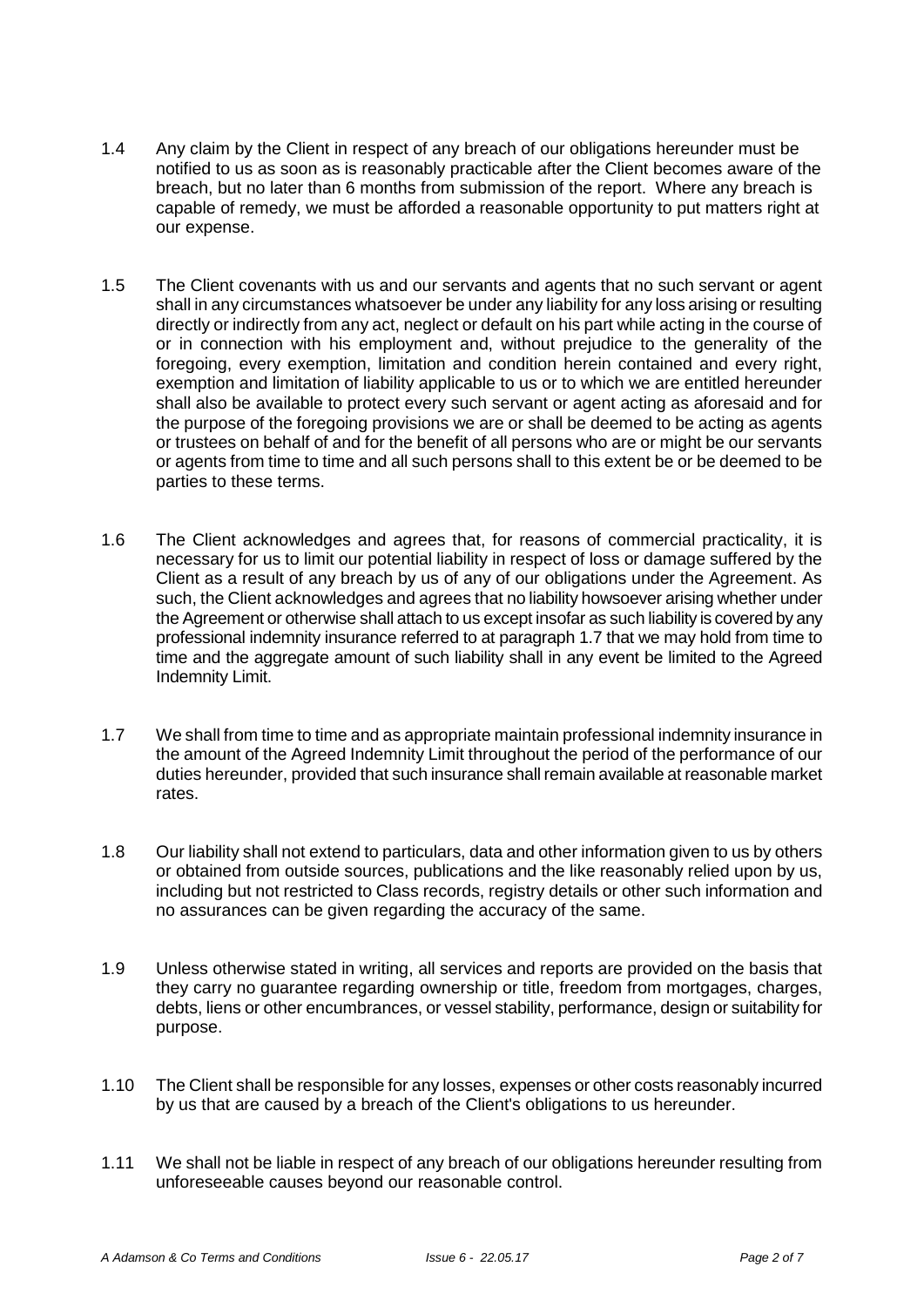1.4 Any claim by the Client in respect of any breach of our obligations hereunder must be notified to us as soon as is reasonably practicable after the Client becomes aware of the breach, but no later than 6 months from submission of the report. Where any breach is capable of remedy, we must be afforded a reasonable opportunity to put matters right at our expense.

1.5 The Client covenants with us and our servants and agents that no such servant or agent shall in any circumstances whatsoever be under any liability for any loss arising or resulting directly or indirectly from any act, neglect or default on his part while acting in the course of or in connection with his employment and, without prejudice to the generality of the foregoing, every exemption, limitation and condition herein contained and every right, exemption and limitation of liability applicable to us or to which we are entitled hereunder shall also be available to protect every such servant or agent acting as aforesaid and for the purpose of the foregoing provisions we are or shall be deemed to be acting as agents or trustees on behalf of and for the benefit of all persons who are or might be our servants or agents from time to time and all such persons shall to this extent be or be deemed to be parties to these terms.

1.6 The Client acknowledges and agrees that, for reasons of commercial practicality, it is necessary for us to limit our potential liability in respect of loss or damage suffered by the Client as a result of any breach by us of any of our obligations under the Agreement. As such, the Client acknowledges and agrees that no liability howsoever arising whether under the Agreement or otherwise shall attach to us except insofar as such liability is covered by any professional indemnity insurance referred to at paragraph 1.7 that we may hold from time to time and the aggregate amount of such liability shall in any event be limited to the Agreed Indemnity Limit.

1.7 We shall from time to time and as appropriate maintain professional indemnity insurance in the amount of the Agreed Indemnity Limit throughout the period of the performance of our duties hereunder, provided that such insurance shall remain available at reasonable market rates.

1.8 Our liability shall not extend to particulars, data and other information given to us by others or obtained from outside sources, publications and the like reasonably relied upon by us, including but not restricted to Class records, registry details or other such information and no assurances can be given regarding the accuracy of the same.

1.9 Unless otherwise stated in writing, all services and reports are provided on the basis that they carry no guarantee regarding ownership or title, freedom from mortgages, charges, debts, liens or other encumbrances, or vessel stability, performance, design or suitability for purpose.

1.10 The Client shall be responsible for any losses, expenses or other costs reasonably incurred by us that are caused by a breach of the Client's obligations to us hereunder.

1.11 We shall not be liable in respect of any breach of our obligations hereunder resulting from unforeseeable causes beyond our reasonable control.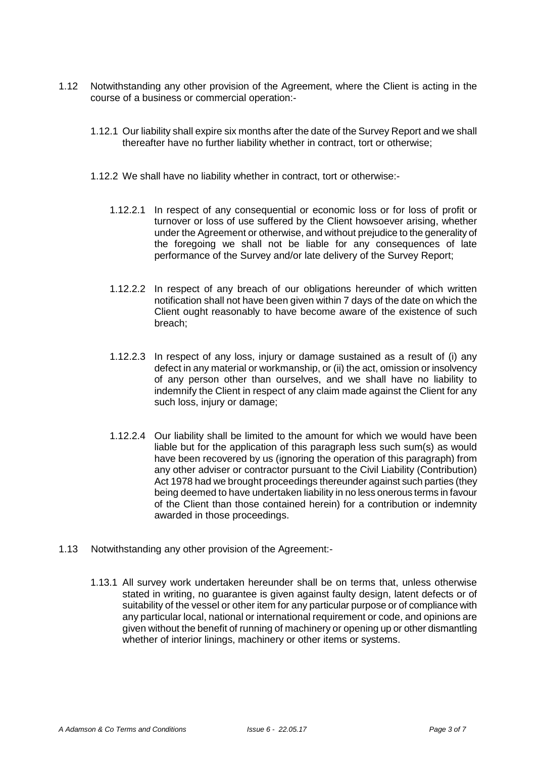1.12 Notwithstanding any other provision of the Agreement, where the Client is acting in the course of a business or commercial operation:-

1.12.1 Our liability shall expire six months after the date of the Survey Report and we shall thereafter have no further liability whether in contract, tort or otherwise;

1.12.2 We shall have no liability whether in contract, tort or otherwise:-

1.12.2.1 In respect of any consequential or economic loss or for loss of profit or turnover or loss of use suffered by the Client howsoever arising, whether under the Agreement or otherwise, and without prejudice to the generality of the foregoing we shall not be liable for any consequences of late performance of the Survey and/or late delivery of the Survey Report;

1.12.2.2 In respect of any breach of our obligations hereunder of which written notification shall not have been given within 7 days of the date on which the Client ought reasonably to have become aware of the existence of such breach;

1.12.2.3 In respect of any loss, injury or damage sustained as a result of (i) any defect in any material or workmanship, or (ii) the act, omission or insolvency of any person other than ourselves, and we shall have no liability to indemnify the Client in respect of any claim made against the Client for any such loss, injury or damage;

1.12.2.4 Our liability shall be limited to the amount for which we would have been liable but for the application of this paragraph less such sum(s) as would have been recovered by us (ignoring the operation of this paragraph) from any other adviser or contractor pursuant to the Civil Liability (Contribution) Act 1978 had we brought proceedings thereunder against such parties (they being deemed to have undertaken liability in no less onerous terms in favour of the Client than those contained herein) for a contribution or indemnity awarded in those proceedings.

1.13 Notwithstanding any other provision of the Agreement:-

1.13.1 All survey work undertaken hereunder shall be on terms that, unless otherwise stated in writing, no guarantee is given against faulty design, latent defects or of suitability of the vessel or other item for any particular purpose or of compliance with any particular local, national or international requirement or code, and opinions are given without the benefit of running of machinery or opening up or other dismantling whether of interior linings, machinery or other items or systems.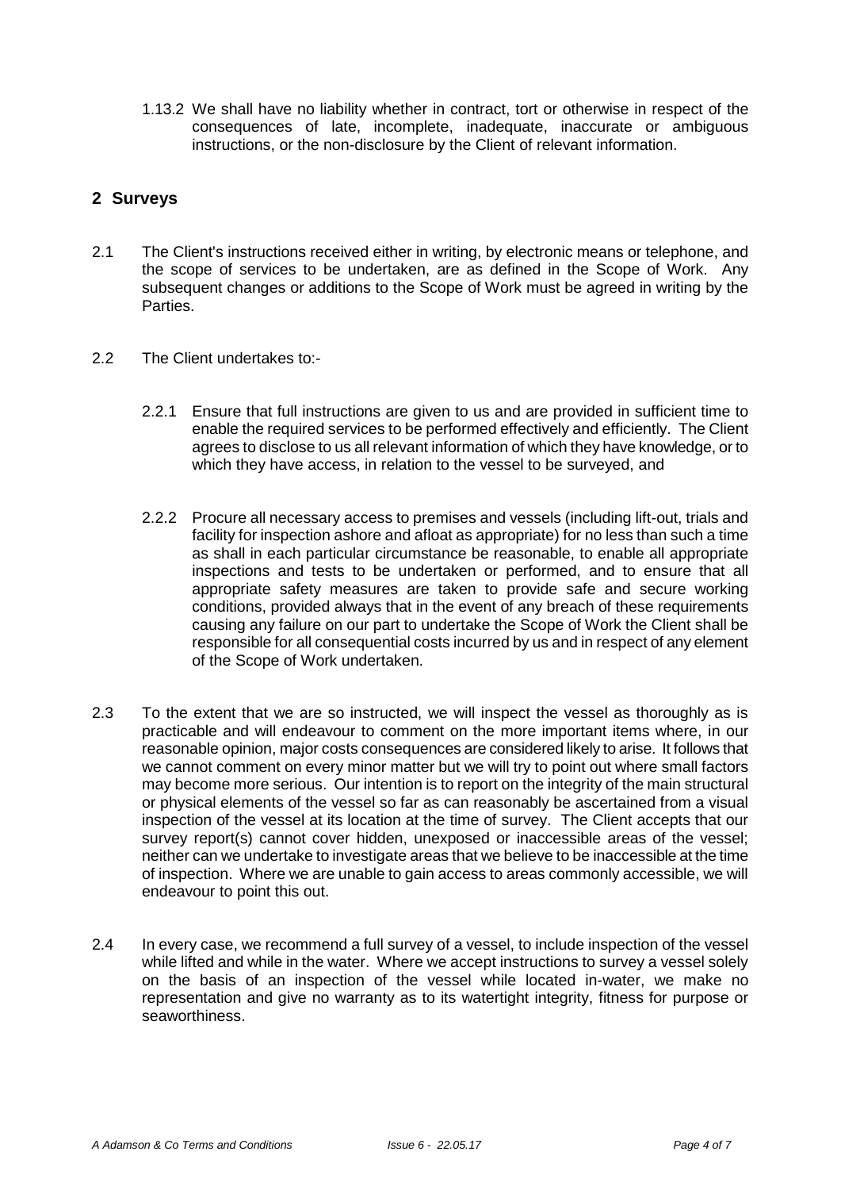1.13.2 We shall have no liability whether in contract, tort or otherwise in respect of the consequences of late, incomplete, inadequate, inaccurate or ambiguous instructions, or the non-disclosure by the Client of relevant information.

## 2 Surveys

2.1 The Client's instructions received either in writing, by electronic means or telephone, and the scope of services to be undertaken, are as defined in the Scope of Work. Any subsequent changes or additions to the Scope of Work must be agreed in writing by the Parties.

2.2 The Client undertakes to:-

2.2.1 Ensure that full instructions are given to us and are provided in sufficient time to enable the required services to be performed effectively and efficiently. The Client agrees to disclose to us all relevant information of which they have knowledge, or to which they have access, in relation to the vessel to be surveyed, and

2.2.2 Procure all necessary access to premises and vessels (including lift-out, trials and facility for inspection ashore and afloat as appropriate) for no less than such a time as shall in each particular circumstance be reasonable, to enable all appropriate inspections and tests to be undertaken or performed, and to ensure that all appropriate safety measures are taken to provide safe and secure working conditions, provided always that in the event of any breach of these requirements causing any failure on our part to undertake the Scope of Work the Client shall be responsible for all consequential costs incurred by us and in respect of any element of the Scope of Work undertaken.

2.3 To the extent that we are so instructed, we will inspect the vessel as thoroughly as is practicable and will endeavour to comment on the more important items where, in our reasonable opinion, major costs consequences are considered likely to arise. It follows that we cannot comment on every minor matter but we will try to point out where small factors may become more serious. Our intention is to report on the integrity of the main structural or physical elements of the vessel so far as can reasonably be ascertained from a visual inspection of the vessel at its location at the time of survey. The Client accepts that our survey report(s) cannot cover hidden, unexposed or inaccessible areas of the vessel; neither can we undertake to investigate areas that we believe to be inaccessible at the time of inspection. Where we are unable to gain access to areas commonly accessible, we will endeavour to point this out.

2.4 In every case, we recommend a full survey of a vessel, to include inspection of the vessel while lifted and while in the water. Where we accept instructions to survey a vessel solely on the basis of an inspection of the vessel while located in-water, we make no representation and give no warranty as to its watertight integrity, fitness for purpose or seaworthiness.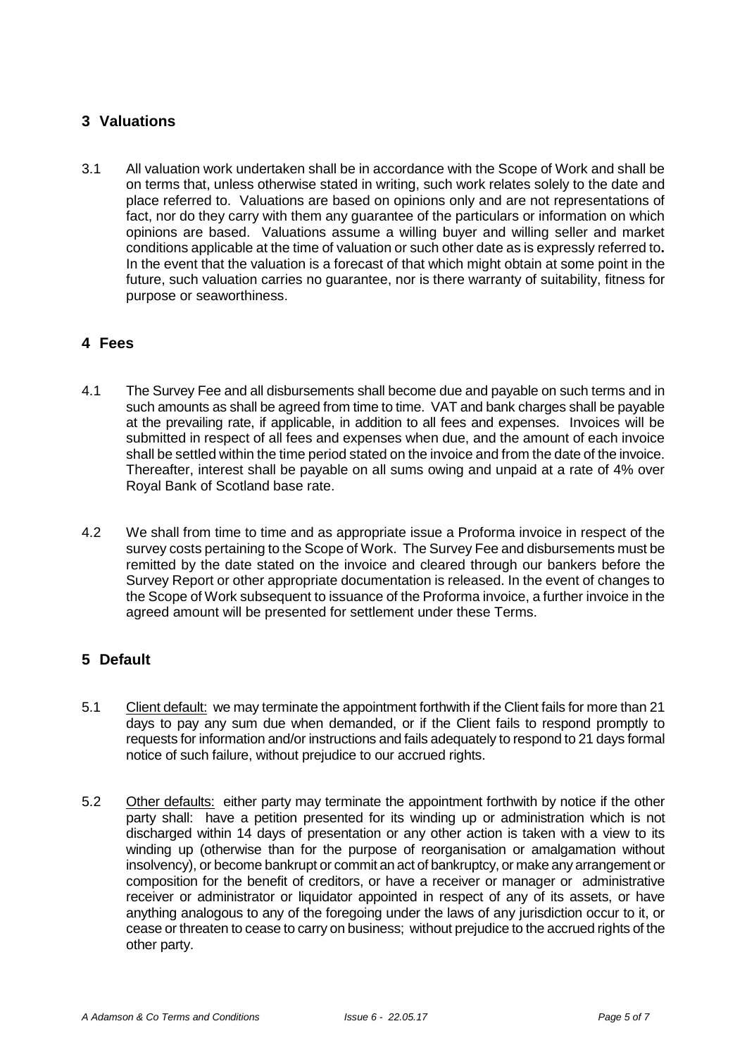## 3 Valuations

3.1 All valuation work undertaken shall be in accordance with the Scope of Work and shall be on terms that, unless otherwise stated in writing, such work relates solely to the date and place referred to. Valuations are based on opinions only and are not representations of fact, nor do they carry with them any guarantee of the particulars or information on which opinions are based. Valuations assume a willing buyer and willing seller and market conditions applicable at the time of valuation or such other date as is expressly referred to**.** In the event that the valuation is a forecast of that which might obtain at some point in the future, such valuation carries no guarantee, nor is there warranty of suitability, fitness for purpose or seaworthiness.

## 4 Fees

4.1 The Survey Fee and all disbursements shall become due and payable on such terms and in such amounts as shall be agreed from time to time. VAT and bank charges shall be payable at the prevailing rate, if applicable, in addition to all fees and expenses. Invoices will be submitted in respect of all fees and expenses when due, and the amount of each invoice shall be settled within the time period stated on the invoice and from the date of the invoice. Thereafter, interest shall be payable on all sums owing and unpaid at a rate of 4% over Royal Bank of Scotland base rate.

4.2 We shall from time to time and as appropriate issue a Proforma invoice in respect of the survey costs pertaining to the Scope of Work. The Survey Fee and disbursements must be remitted by the date stated on the invoice and cleared through our bankers before the Survey Report or other appropriate documentation is released. In the event of changes to the Scope of Work subsequent to issuance of the Proforma invoice, a further invoice in the agreed amount will be presented for settlement under these Terms.

## 5 Default

5.1 <u>Client default:</u> we may terminate the appointment forthwith if the Client fails for more than 21 days to pay any sum due when demanded, or if the Client fails to respond promptly to requests for information and/or instructions and fails adequately to respond to 21 days formal notice of such failure, without prejudice to our accrued rights.

5.2 <u>Other defaults:</u> either party may terminate the appointment forthwith by notice if the other party shall: have a petition presented for its winding up or administration which is not discharged within 14 days of presentation or any other action is taken with a view to its winding up (otherwise than for the purpose of reorganisation or amalgamation without insolvency), or become bankrupt or commit an act of bankruptcy, or make any arrangement or composition for the benefit of creditors, or have a receiver or manager or administrative receiver or administrator or liquidator appointed in respect of any of its assets, or have anything analogous to any of the foregoing under the laws of any jurisdiction occur to it, or cease or threaten to cease to carry on business; without prejudice to the accrued rights of the other party.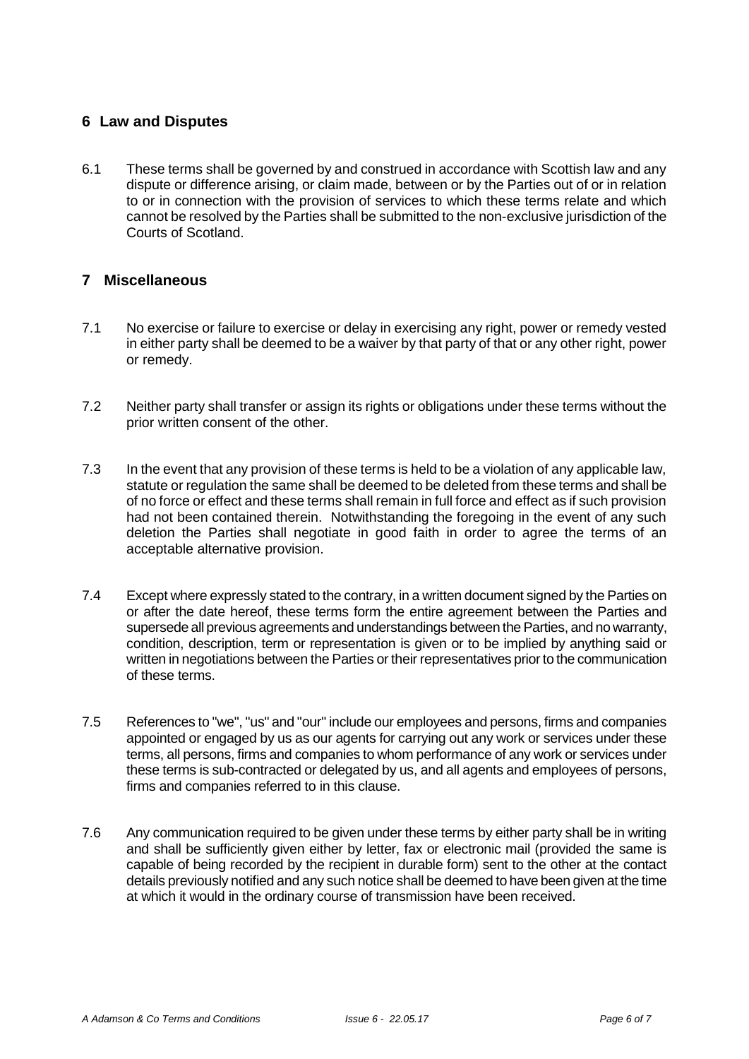## 6 Law and Disputes

6.1 These terms shall be governed by and construed in accordance with Scottish law and any dispute or difference arising, or claim made, between or by the Parties out of or in relation to or in connection with the provision of services to which these terms relate and which cannot be resolved by the Parties shall be submitted to the non-exclusive jurisdiction of the Courts of Scotland.

## 7 Miscellaneous

7.1 No exercise or failure to exercise or delay in exercising any right, power or remedy vested in either party shall be deemed to be a waiver by that party of that or any other right, power or remedy.

7.2 Neither party shall transfer or assign its rights or obligations under these terms without the prior written consent of the other.

7.3 In the event that any provision of these terms is held to be a violation of any applicable law, statute or regulation the same shall be deemed to be deleted from these terms and shall be of no force or effect and these terms shall remain in full force and effect as if such provision had not been contained therein. Notwithstanding the foregoing in the event of any such deletion the Parties shall negotiate in good faith in order to agree the terms of an acceptable alternative provision.

7.4 Except where expressly stated to the contrary, in a written document signed by the Parties on or after the date hereof, these terms form the entire agreement between the Parties and supersede all previous agreements and understandings between the Parties, and no warranty, condition, description, term or representation is given or to be implied by anything said or written in negotiations between the Parties or their representatives prior to the communication of these terms.

7.5 References to "we", "us" and "our" include our employees and persons, firms and companies appointed or engaged by us as our agents for carrying out any work or services under these terms, all persons, firms and companies to whom performance of any work or services under these terms is sub-contracted or delegated by us, and all agents and employees of persons, firms and companies referred to in this clause.

7.6 Any communication required to be given under these terms by either party shall be in writing and shall be sufficiently given either by letter, fax or electronic mail (provided the same is capable of being recorded by the recipient in durable form) sent to the other at the contact details previously notified and any such notice shall be deemed to have been given at the time at which it would in the ordinary course of transmission have been received.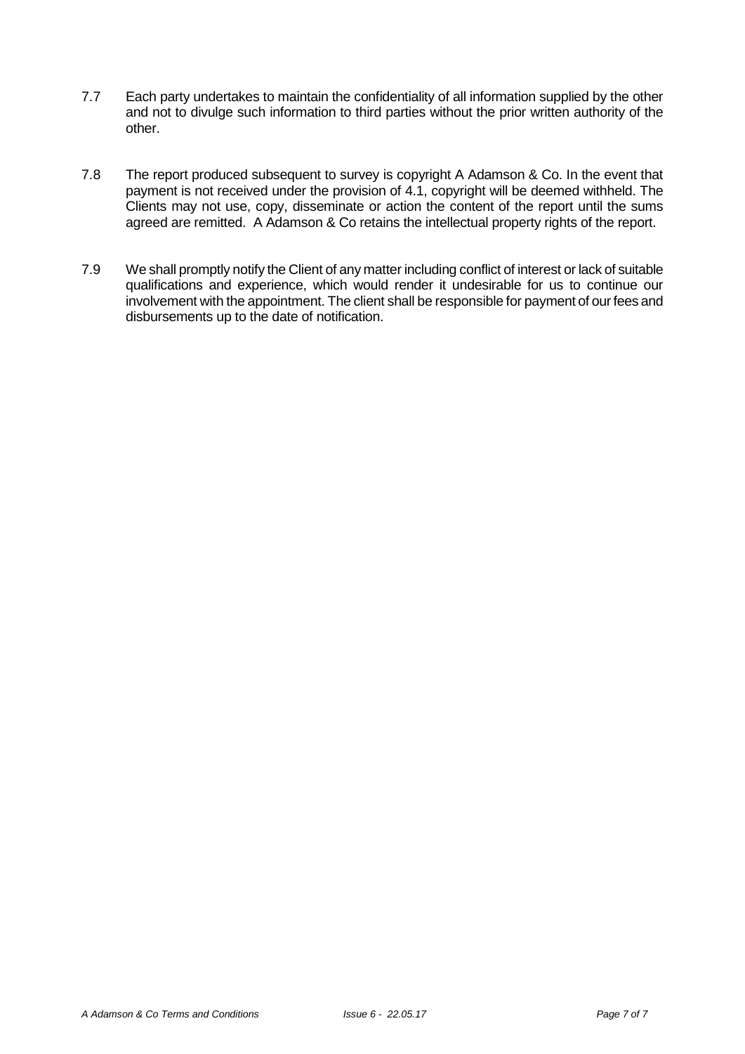7.7 Each party undertakes to maintain the confidentiality of all information supplied by the other and not to divulge such information to third parties without the prior written authority of the other.

7.8 The report produced subsequent to survey is copyright A Adamson & Co. In the event that payment is not received under the provision of 4.1, copyright will be deemed withheld. The Clients may not use, copy, disseminate or action the content of the report until the sums agreed are remitted. A Adamson & Co retains the intellectual property rights of the report.

7.9 We shall promptly notify the Client of any matter including conflict of interest or lack of suitable qualifications and experience, which would render it undesirable for us to continue our involvement with the appointment. The client shall be responsible for payment of our fees and disbursements up to the date of notification.